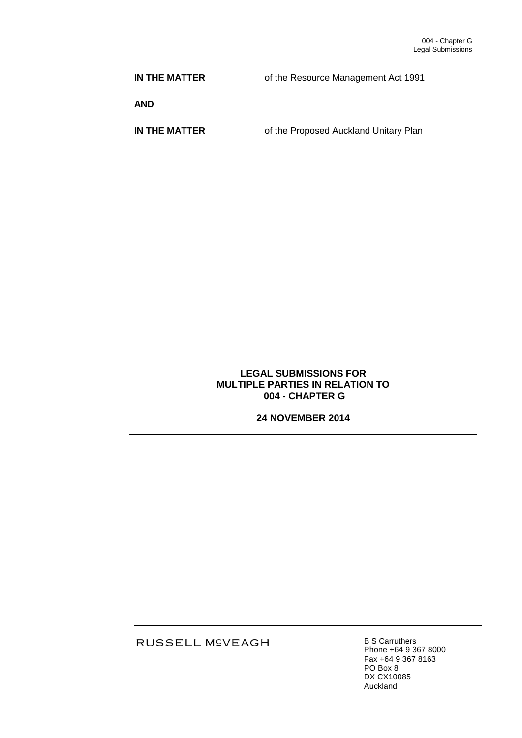004 - Chapter G
Legal Submissions

**IN THE MATTER** of the Resource Management Act 1991

**AND**

**IN THE MATTER** of the Proposed Auckland Unitary Plan

---

**LEGAL SUBMISSIONS FOR MULTIPLE PARTIES IN RELATION TO 004 - CHAPTER G**

**24 NOVEMBER 2014**

---

RUSSELL McVEAGH

B S Carruthers
Phone +64 9 367 8000
Fax +64 9 367 8163
PO Box 8
DX CX10085
Auckland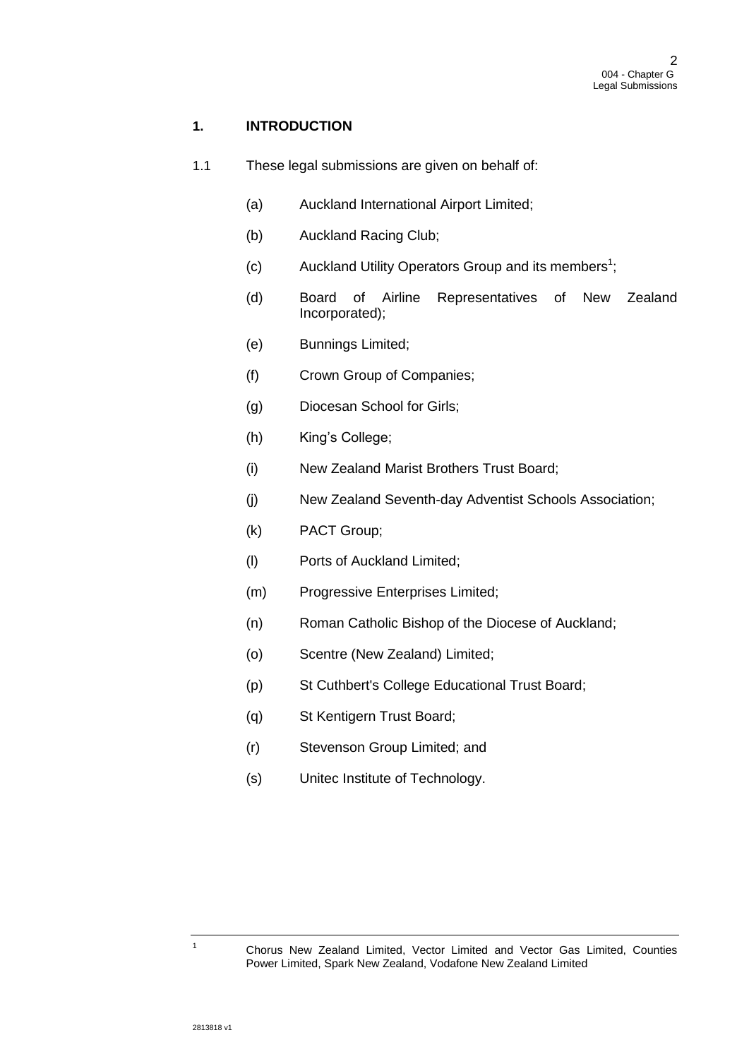## 1. INTRODUCTION

1.1 These legal submissions are given on behalf of:

(a) Auckland International Airport Limited;

(b) Auckland Racing Club;

(c) Auckland Utility Operators Group and its members[1];

(d) Board of Airline Representatives of New Zealand Incorporated);

(e) Bunnings Limited;

(f) Crown Group of Companies;

(g) Diocesan School for Girls;

(h) King's College;

(i) New Zealand Marist Brothers Trust Board;

(j) New Zealand Seventh-day Adventist Schools Association;

(k) PACT Group;

(l) Ports of Auckland Limited;

(m) Progressive Enterprises Limited;

(n) Roman Catholic Bishop of the Diocese of Auckland;

(o) Scentre (New Zealand) Limited;

(p) St Cuthbert's College Educational Trust Board;

(q) St Kentigern Trust Board;

(r) Stevenson Group Limited; and

(s) Unitec Institute of Technology.

---

[1] Chorus New Zealand Limited, Vector Limited and Vector Gas Limited, Counties Power Limited, Spark New Zealand, Vodafone New Zealand Limited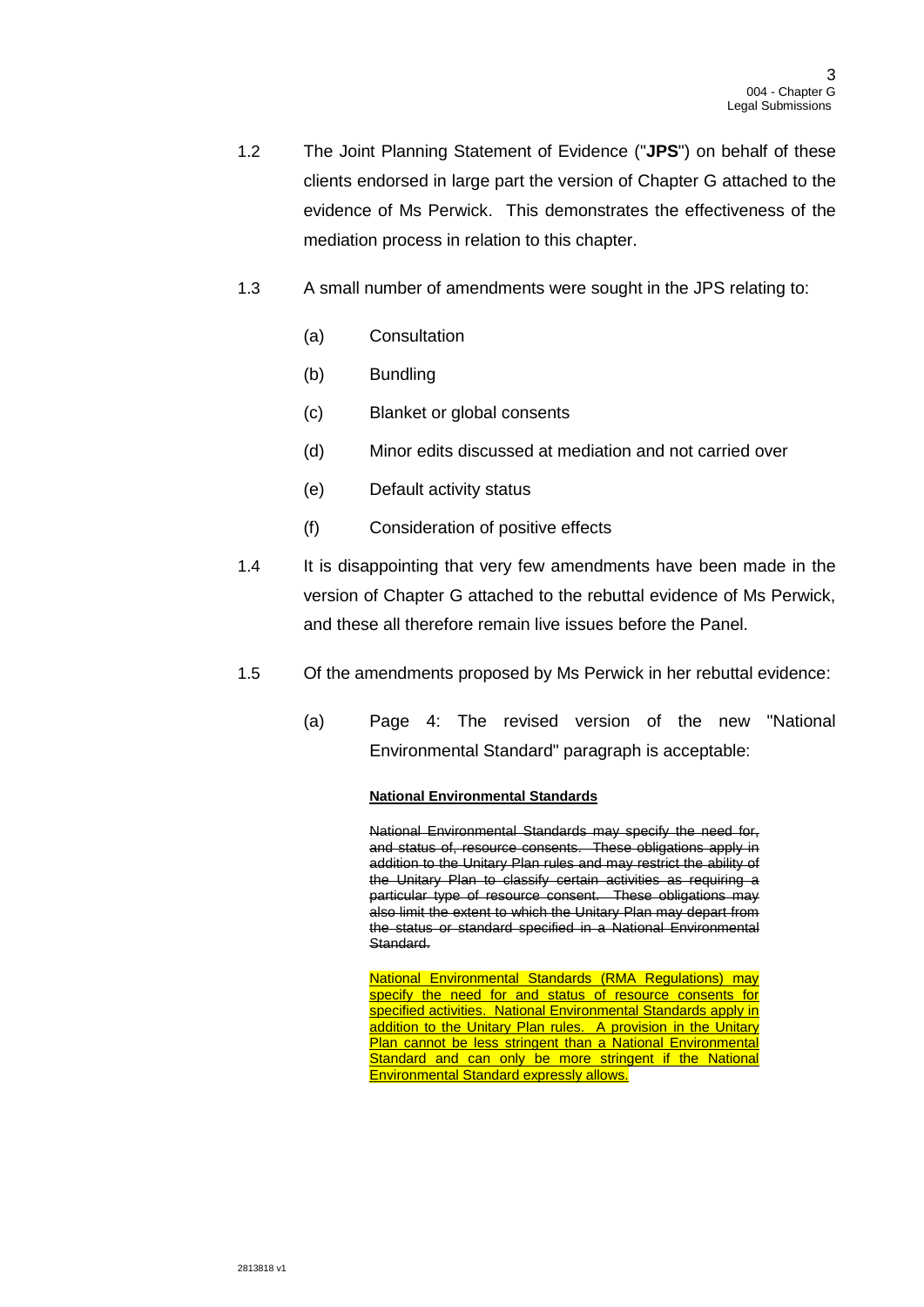1.2 The Joint Planning Statement of Evidence ("**JPS**") on behalf of these clients endorsed in large part the version of Chapter G attached to the evidence of Ms Perwick. This demonstrates the effectiveness of the mediation process in relation to this chapter.

1.3 A small number of amendments were sought in the JPS relating to:

(a) Consultation

(b) Bundling

(c) Blanket or global consents

(d) Minor edits discussed at mediation and not carried over

(e) Default activity status

(f) Consideration of positive effects

1.4 It is disappointing that very few amendments have been made in the version of Chapter G attached to the rebuttal evidence of Ms Perwick, and these all therefore remain live issues before the Panel.

1.5 Of the amendments proposed by Ms Perwick in her rebuttal evidence:

(a) Page 4: The revised version of the new "National Environmental Standard" paragraph is acceptable:

> <u>**National Environmental Standards**</u>
>
> ~~National Environmental Standards may specify the need for, and status of, resource consents. These obligations apply in addition to the Unitary Plan rules and may restrict the ability of the Unitary Plan to classify certain activities as requiring a particular type of resource consent. These obligations may also limit the extent to which the Unitary Plan may depart from the status or standard specified in a National Environmental Standard.~~
>
> <u>National Environmental Standards (RMA Regulations) may specify the need for and status of resource consents for specified activities. National Environmental Standards apply in addition to the Unitary Plan rules. A provision in the Unitary Plan cannot be less stringent than a National Environmental Standard and can only be more stringent if the National Environmental Standard expressly allows.</u>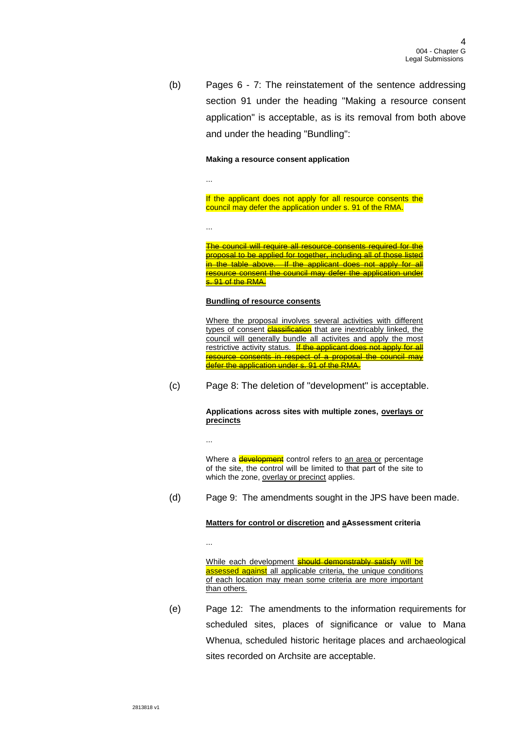(b) Pages 6 - 7: The reinstatement of the sentence addressing section 91 under the heading "Making a resource consent application" is acceptable, as is its removal from both above and under the heading "Bundling":

**Making a resource consent application**

...

If the applicant does not apply for all resource consents the council may defer the application under s. 91 of the RMA.

...

~~The council will require all resource consents required for the proposal to be applied for together, including all of those listed in the table above. If the applicant does not apply for all resource consent the council may defer the application under s. 91 of the RMA.~~

<u>**Bundling of resource consents**</u>

<u>Where the proposal involves several activities with different types of consent ~~classification~~ that are inextricably linked, the council will generally bundle all activites and apply the most restrictive activity status.</u> ~~If the applicant does not apply for all resource consents in respect of a proposal the council may defer the application under s. 91 of the RMA.~~

(c) Page 8: The deletion of "development" is acceptable.

**Applications across sites with multiple zones, <u>overlays or precincts</u>**

...

Where a ~~development~~ control refers to <u>an area or</u> percentage of the site, the control will be limited to that part of the site to which the zone, <u>overlay or precinct</u> applies.

(d) Page 9: The amendments sought in the JPS have been made.

**<u>Matters for control or discretion</u> and <u>a</u>~~A~~ssessment criteria**

...

<u>While each development ~~should demonstrably satisfy~~ will be assessed against all applicable criteria, the unique conditions of each location may mean some criteria are more important than others.</u>

(e) Page 12: The amendments to the information requirements for scheduled sites, places of significance or value to Mana Whenua, scheduled historic heritage places and archaeological sites recorded on Archsite are acceptable.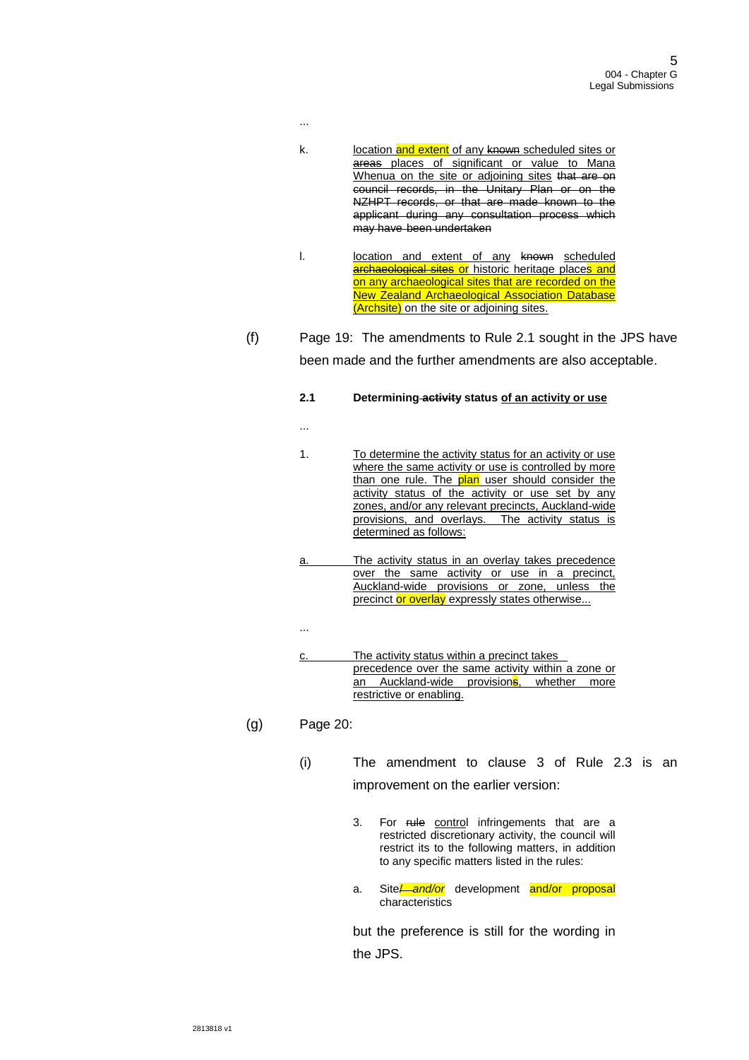...

k. location and extent of any ~~known~~ scheduled sites or ~~areas~~ places of significant or value to Mana Whenua on the site or adjoining sites ~~that are on council records, in the Unitary Plan or on the NZHPT records, or that are made known to the applicant during any consultation process which may have been undertaken~~

l. location and extent of any ~~known~~ scheduled ~~archaeological sites~~ or historic heritage places and on any archaeological sites that are recorded on the New Zealand Archaeological Association Database (Archsite) on the site or adjoining sites.

(f) Page 19: The amendments to Rule 2.1 sought in the JPS have been made and the further amendments are also acceptable.

**2.1 Determining ~~activity~~ status of an activity or use**

...

1. To determine the activity status for an activity or use where the same activity or use is controlled by more than one rule. The plan user should consider the activity status of the activity or use set by any zones, and/or any relevant precincts, Auckland-wide provisions, and overlays. The activity status is determined as follows:

a. The activity status in an overlay takes precedence over the same activity or use in a precinct, Auckland-wide provisions or zone, unless the precinct or overlay expressly states otherwise...

...

c. The activity status within a precinct takes precedence over the same activity within a zone or an Auckland-wide provisions, whether more restrictive or enabling.

(g) Page 20:

(i) The amendment to clause 3 of Rule 2.3 is an improvement on the earlier version:

3. For ~~rule~~ control infringements that are a restricted discretionary activity, the council will restrict its to the following matters, in addition to any specific matters listed in the rules:

a. Site~~/~~ *and/or* development and/or proposal characteristics

but the preference is still for the wording in the JPS.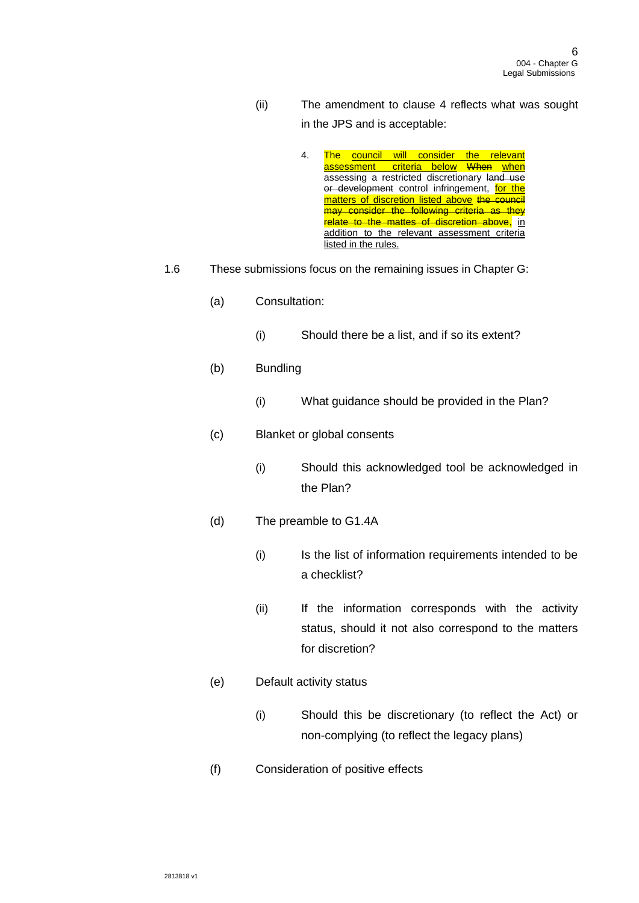(ii) The amendment to clause 4 reflects what was sought in the JPS and is acceptable:

> 4. <u>The council will consider the relevant assessment criteria below</u> ~~When~~ <u>when</u> assessing a restricted discretionary ~~land use or development~~ control infringement, <u>for the matters of discretion listed above</u> ~~the council may consider the following criteria as they relate to the mattes of discretion above~~, <u>in addition to the relevant assessment criteria listed in the rules.</u>

1.6 These submissions focus on the remaining issues in Chapter G:

(a) Consultation:

(i) Should there be a list, and if so its extent?

(b) Bundling

(i) What guidance should be provided in the Plan?

(c) Blanket or global consents

(i) Should this acknowledged tool be acknowledged in the Plan?

(d) The preamble to G1.4A

(i) Is the list of information requirements intended to be a checklist?

(ii) If the information corresponds with the activity status, should it not also correspond to the matters for discretion?

(e) Default activity status

(i) Should this be discretionary (to reflect the Act) or non-complying (to reflect the legacy plans)

(f) Consideration of positive effects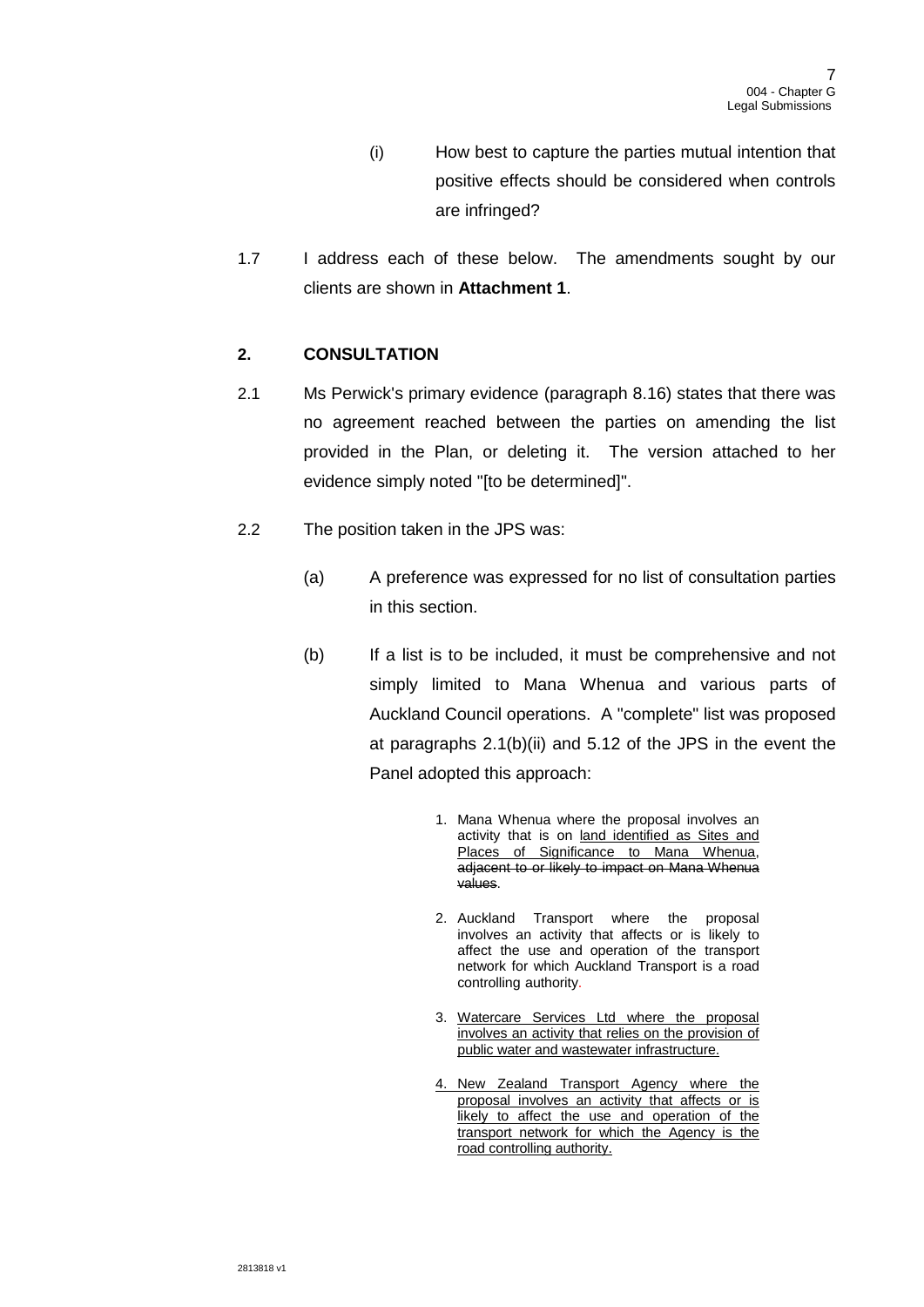(i) How best to capture the parties mutual intention that positive effects should be considered when controls are infringed?

1.7 I address each of these below. The amendments sought by our clients are shown in **Attachment 1**.

## 2. CONSULTATION

2.1 Ms Perwick's primary evidence (paragraph 8.16) states that there was no agreement reached between the parties on amending the list provided in the Plan, or deleting it. The version attached to her evidence simply noted "[to be determined]".

2.2 The position taken in the JPS was:

(a) A preference was expressed for no list of consultation parties in this section.

(b) If a list is to be included, it must be comprehensive and not simply limited to Mana Whenua and various parts of Auckland Council operations. A "complete" list was proposed at paragraphs 2.1(b)(ii) and 5.12 of the JPS in the event the Panel adopted this approach:

> 1. Mana Whenua where the proposal involves an activity that is on <u>land identified as Sites and Places of Significance to Mana Whenua</u>, ~~adjacent to or likely to impact on Mana Whenua values~~.
>
> 2. Auckland Transport where the proposal involves an activity that affects or is likely to affect the use and operation of the transport network for which Auckland Transport is a road controlling authority.
>
> 3. <u>Watercare Services Ltd where the proposal involves an activity that relies on the provision of public water and wastewater infrastructure.</u>
>
> 4. <u>New Zealand Transport Agency where the proposal involves an activity that affects or is likely to affect the use and operation of the transport network for which the Agency is the road controlling authority.</u>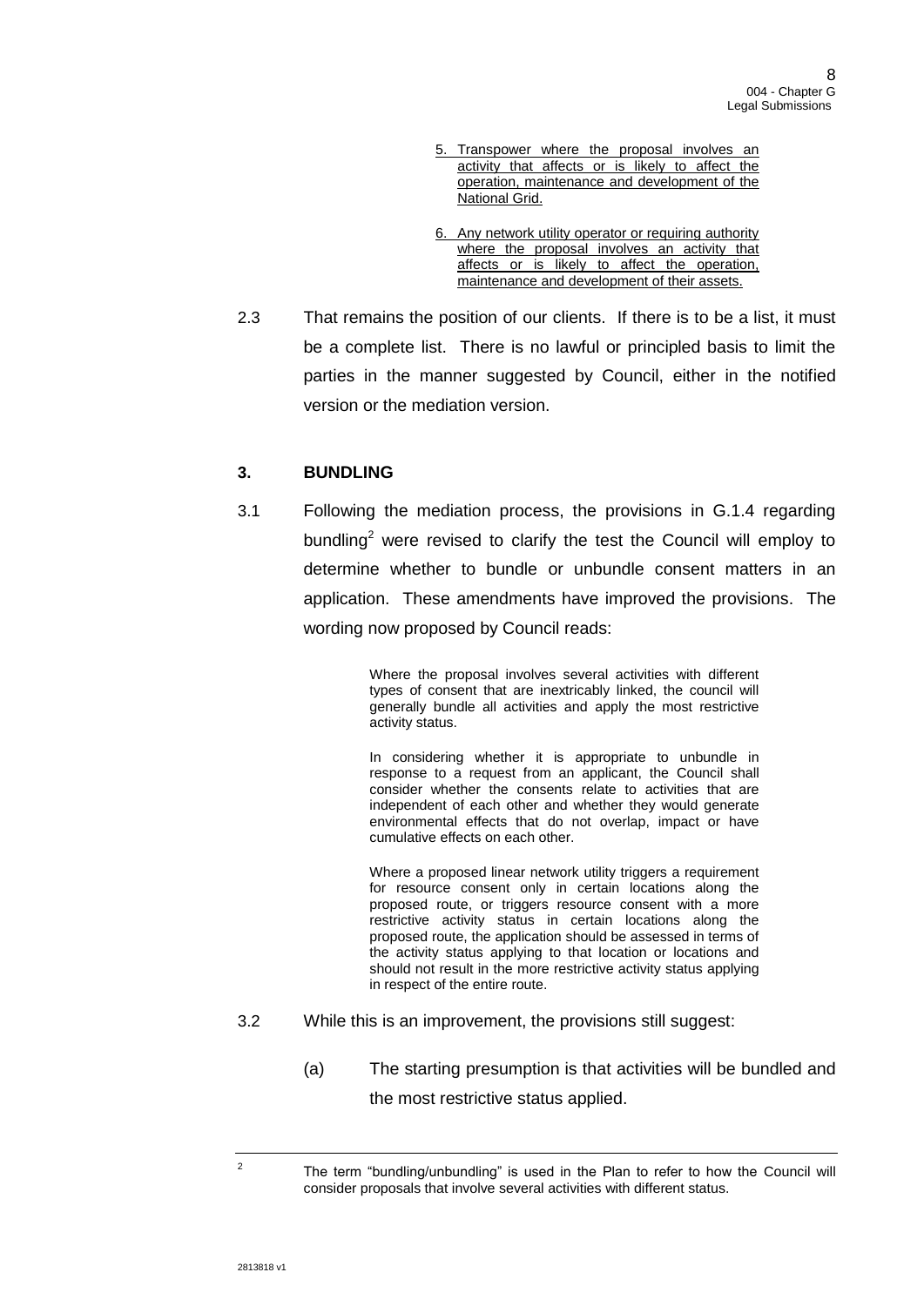> 5. Transpower where the proposal involves an activity that affects or is likely to affect the operation, maintenance and development of the National Grid.
>
> 6. Any network utility operator or requiring authority where the proposal involves an activity that affects or is likely to affect the operation, maintenance and development of their assets.

2.3 That remains the position of our clients. If there is to be a list, it must be a complete list. There is no lawful or principled basis to limit the parties in the manner suggested by Council, either in the notified version or the mediation version.

## 3. BUNDLING

3.1 Following the mediation process, the provisions in G.1.4 regarding bundling[2] were revised to clarify the test the Council will employ to determine whether to bundle or unbundle consent matters in an application. These amendments have improved the provisions. The wording now proposed by Council reads:

> Where the proposal involves several activities with different types of consent that are inextricably linked, the council will generally bundle all activities and apply the most restrictive activity status.
>
> In considering whether it is appropriate to unbundle in response to a request from an applicant, the Council shall consider whether the consents relate to activities that are independent of each other and whether they would generate environmental effects that do not overlap, impact or have cumulative effects on each other.
>
> Where a proposed linear network utility triggers a requirement for resource consent only in certain locations along the proposed route, or triggers resource consent with a more restrictive activity status in certain locations along the proposed route, the application should be assessed in terms of the activity status applying to that location or locations and should not result in the more restrictive activity status applying in respect of the entire route.

3.2 While this is an improvement, the provisions still suggest:

(a) The starting presumption is that activities will be bundled and the most restrictive status applied.

---

[2] The term "bundling/unbundling" is used in the Plan to refer to how the Council will consider proposals that involve several activities with different status.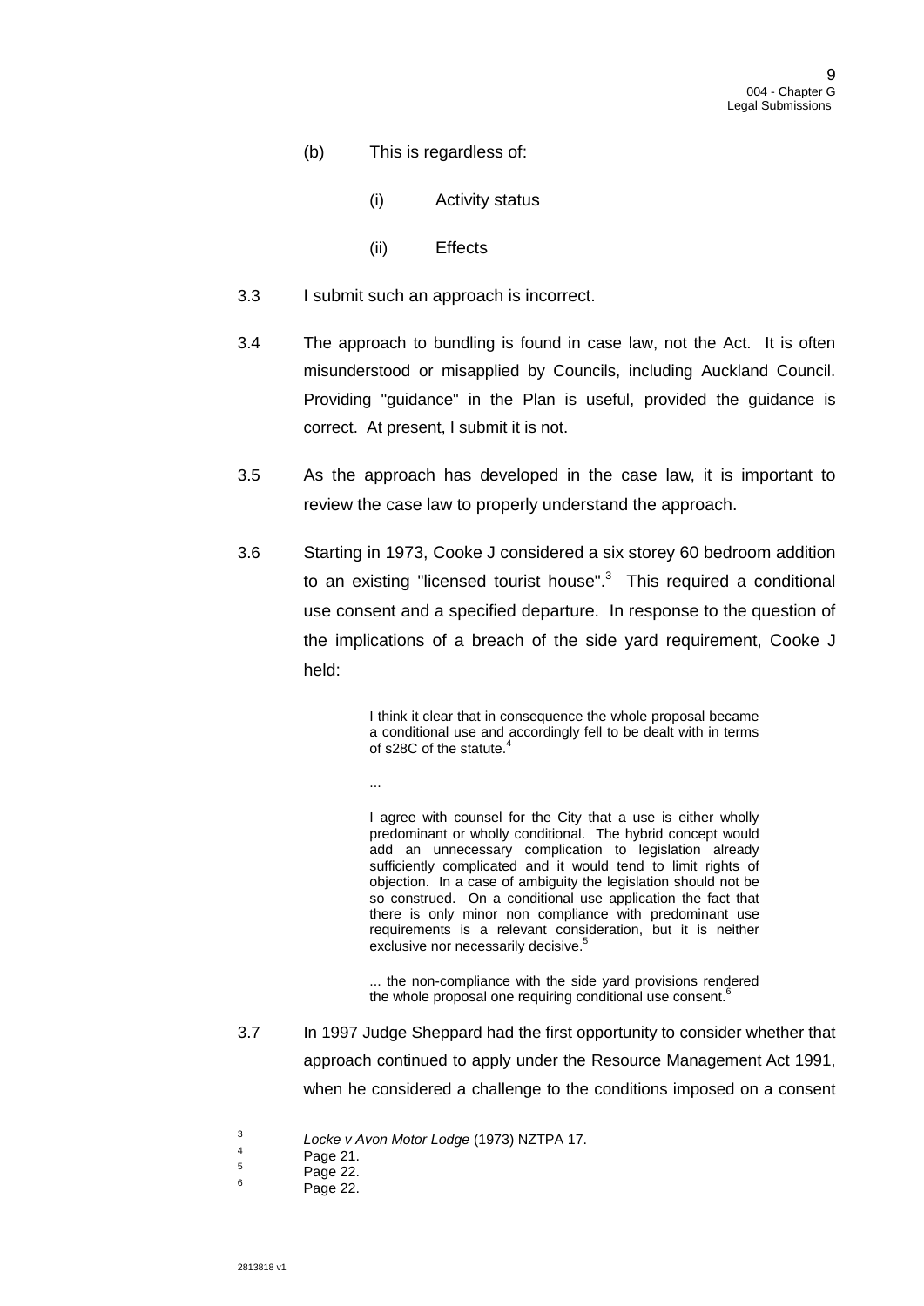(b) This is regardless of:

  (i) Activity status

  (ii) Effects

3.3 I submit such an approach is incorrect.

3.4 The approach to bundling is found in case law, not the Act. It is often misunderstood or misapplied by Councils, including Auckland Council. Providing "guidance" in the Plan is useful, provided the guidance is correct. At present, I submit it is not.

3.5 As the approach has developed in the case law, it is important to review the case law to properly understand the approach.

3.6 Starting in 1973, Cooke J considered a six storey 60 bedroom addition to an existing "licensed tourist house".[3] This required a conditional use consent and a specified departure. In response to the question of the implications of a breach of the side yard requirement, Cooke J held:

> I think it clear that in consequence the whole proposal became a conditional use and accordingly fell to be dealt with in terms of s28C of the statute.[4]
>
> ...
>
> I agree with counsel for the City that a use is either wholly predominant or wholly conditional. The hybrid concept would add an unnecessary complication to legislation already sufficiently complicated and it would tend to limit rights of objection. In a case of ambiguity the legislation should not be so construed. On a conditional use application the fact that there is only minor non compliance with predominant use requirements is a relevant consideration, but it is neither exclusive nor necessarily decisive.[5]
>
> ... the non-compliance with the side yard provisions rendered the whole proposal one requiring conditional use consent.[6]

3.7 In 1997 Judge Sheppard had the first opportunity to consider whether that approach continued to apply under the Resource Management Act 1991, when he considered a challenge to the conditions imposed on a consent

---

[3] *Locke v Avon Motor Lodge* (1973) NZTPA 17.

[4] Page 21.

[5] Page 22.

[6] Page 22.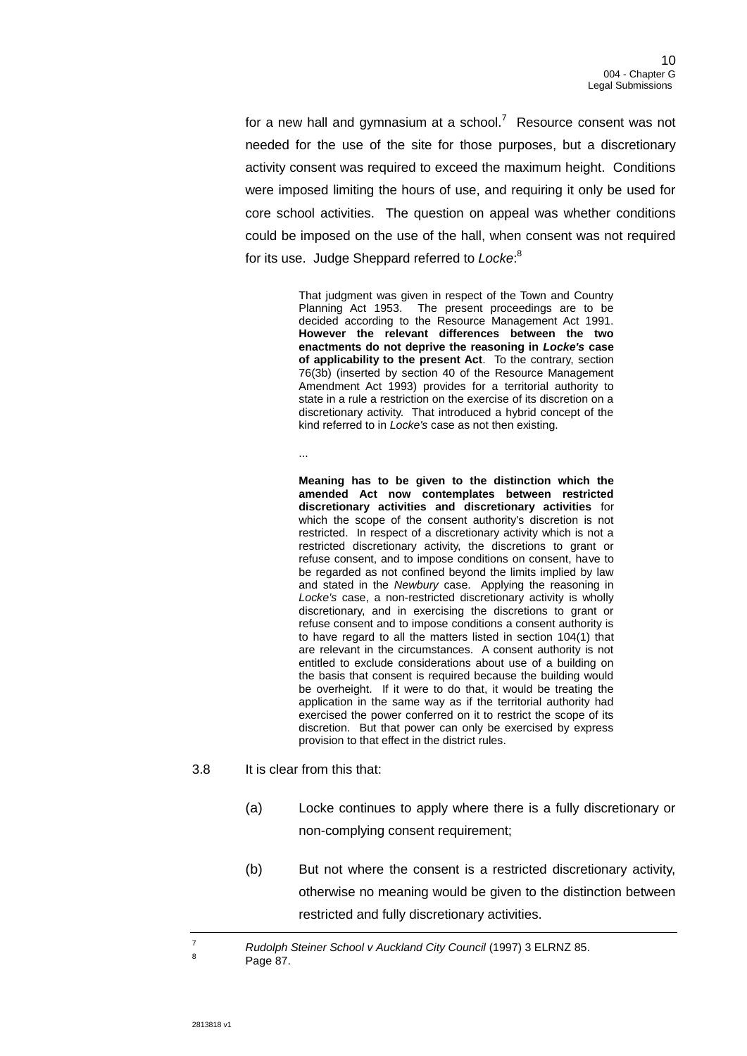for a new hall and gymnasium at a school.[7] Resource consent was not needed for the use of the site for those purposes, but a discretionary activity consent was required to exceed the maximum height. Conditions were imposed limiting the hours of use, and requiring it only be used for core school activities. The question on appeal was whether conditions could be imposed on the use of the hall, when consent was not required for its use. Judge Sheppard referred to *Locke*:[8]

> That judgment was given in respect of the Town and Country Planning Act 1953. The present proceedings are to be decided according to the Resource Management Act 1991. **However the relevant differences between the two enactments do not deprive the reasoning in *Locke's* case of applicability to the present Act**. To the contrary, section 76(3b) (inserted by section 40 of the Resource Management Amendment Act 1993) provides for a territorial authority to state in a rule a restriction on the exercise of its discretion on a discretionary activity. That introduced a hybrid concept of the kind referred to in *Locke's* case as not then existing.
>
> ...
>
> **Meaning has to be given to the distinction which the amended Act now contemplates between restricted discretionary activities and discretionary activities** for which the scope of the consent authority's discretion is not restricted. In respect of a discretionary activity which is not a restricted discretionary activity, the discretions to grant or refuse consent, and to impose conditions on consent, have to be regarded as not confined beyond the limits implied by law and stated in the *Newbury* case. Applying the reasoning in *Locke's* case, a non-restricted discretionary activity is wholly discretionary, and in exercising the discretions to grant or refuse consent and to impose conditions a consent authority is to have regard to all the matters listed in section 104(1) that are relevant in the circumstances. A consent authority is not entitled to exclude considerations about use of a building on the basis that consent is required because the building would be overheight. If it were to do that, it would be treating the application in the same way as if the territorial authority had exercised the power conferred on it to restrict the scope of its discretion. But that power can only be exercised by express provision to that effect in the district rules.

3.8 It is clear from this that:

(a) Locke continues to apply where there is a fully discretionary or non-complying consent requirement;

(b) But not where the consent is a restricted discretionary activity, otherwise no meaning would be given to the distinction between restricted and fully discretionary activities.

---

[7] *Rudolph Steiner School v Auckland City Council* (1997) 3 ELRNZ 85.

[8] Page 87.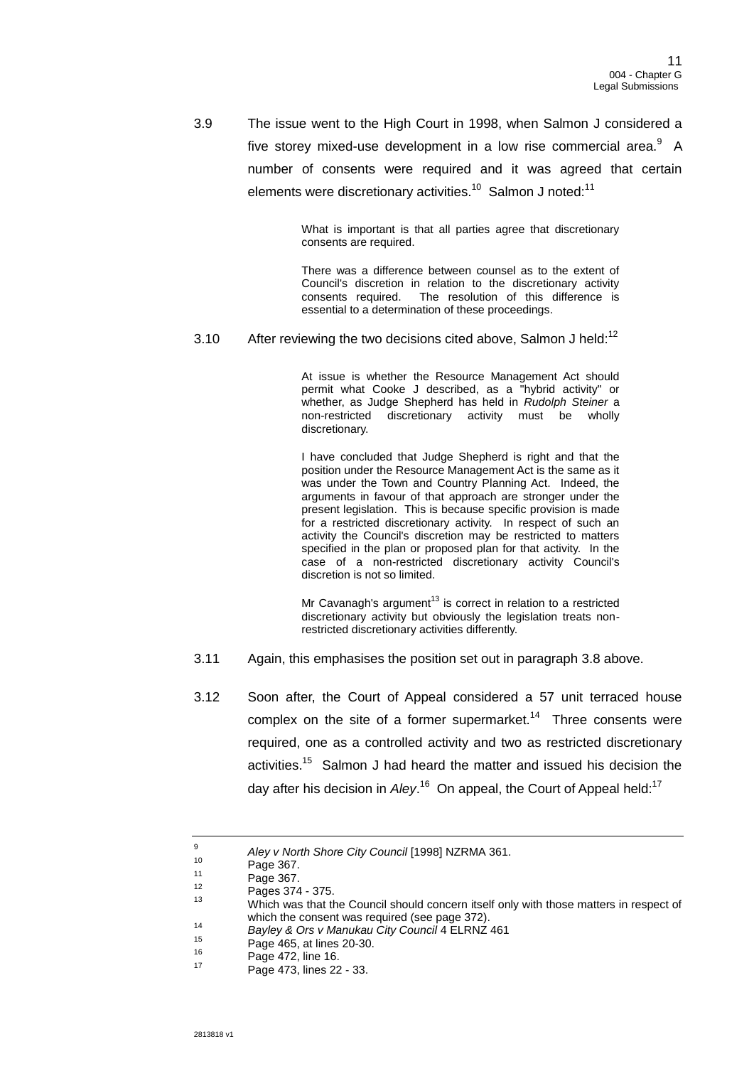3.9 The issue went to the High Court in 1998, when Salmon J considered a five storey mixed-use development in a low rise commercial area.[9] A number of consents were required and it was agreed that certain elements were discretionary activities.[10] Salmon J noted:[11]

> What is important is that all parties agree that discretionary consents are required.
>
> There was a difference between counsel as to the extent of Council's discretion in relation to the discretionary activity consents required. The resolution of this difference is essential to a determination of these proceedings.

3.10 After reviewing the two decisions cited above, Salmon J held:[12]

> At issue is whether the Resource Management Act should permit what Cooke J described, as a "hybrid activity" or whether, as Judge Shepherd has held in *Rudolph Steiner* a non-restricted discretionary activity must be wholly discretionary.
>
> I have concluded that Judge Shepherd is right and that the position under the Resource Management Act is the same as it was under the Town and Country Planning Act. Indeed, the arguments in favour of that approach are stronger under the present legislation. This is because specific provision is made for a restricted discretionary activity. In respect of such an activity the Council's discretion may be restricted to matters specified in the plan or proposed plan for that activity. In the case of a non-restricted discretionary activity Council's discretion is not so limited.
>
> Mr Cavanagh's argument[13] is correct in relation to a restricted discretionary activity but obviously the legislation treats non-restricted discretionary activities differently.

3.11 Again, this emphasises the position set out in paragraph 3.8 above.

3.12 Soon after, the Court of Appeal considered a 57 unit terraced house complex on the site of a former supermarket.[14] Three consents were required, one as a controlled activity and two as restricted discretionary activities.[15] Salmon J had heard the matter and issued his decision the day after his decision in *Aley*.[16] On appeal, the Court of Appeal held:[17]

---

[9] *Aley v North Shore City Council* [1998] NZRMA 361.
[10] Page 367.
[11] Page 367.
[12] Pages 374 - 375.
[13] Which was that the Council should concern itself only with those matters in respect of which the consent was required (see page 372).
[14] *Bayley & Ors v Manukau City Council* 4 ELRNZ 461
[15] Page 465, at lines 20-30.
[16] Page 472, line 16.
[17] Page 473, lines 22 - 33.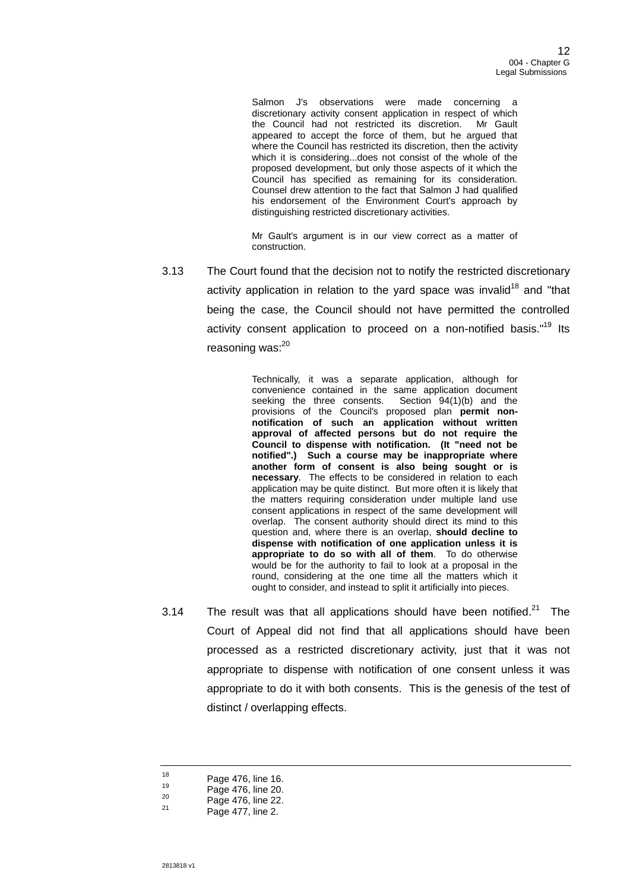> Salmon J's observations were made concerning a discretionary activity consent application in respect of which the Council had not restricted its discretion. Mr Gault appeared to accept the force of them, but he argued that where the Council has restricted its discretion, then the activity which it is considering...does not consist of the whole of the proposed development, but only those aspects of it which the Council has specified as remaining for its consideration. Counsel drew attention to the fact that Salmon J had qualified his endorsement of the Environment Court's approach by distinguishing restricted discretionary activities.
>
> Mr Gault's argument is in our view correct as a matter of construction.

3.13 The Court found that the decision not to notify the restricted discretionary activity application in relation to the yard space was invalid[18] and "that being the case, the Council should not have permitted the controlled activity consent application to proceed on a non-notified basis."[19] Its reasoning was:[20]

> Technically, it was a separate application, although for convenience contained in the same application document seeking the three consents. Section 94(1)(b) and the provisions of the Council's proposed plan **permit non-notification of such an application without written approval of affected persons but do not require the Council to dispense with notification. (It "need not be notified".) Such a course may be inappropriate where another form of consent is also being sought or is necessary**. The effects to be considered in relation to each application may be quite distinct. But more often it is likely that the matters requiring consideration under multiple land use consent applications in respect of the same development will overlap. The consent authority should direct its mind to this question and, where there is an overlap, **should decline to dispense with notification of one application unless it is appropriate to do so with all of them**. To do otherwise would be for the authority to fail to look at a proposal in the round, considering at the one time all the matters which it ought to consider, and instead to split it artificially into pieces.

3.14 The result was that all applications should have been notified.[21] The Court of Appeal did not find that all applications should have been processed as a restricted discretionary activity, just that it was not appropriate to dispense with notification of one consent unless it was appropriate to do it with both consents. This is the genesis of the test of distinct / overlapping effects.

---

[18] Page 476, line 16.
[19] Page 476, line 20.
[20] Page 476, line 22.
[21] Page 477, line 2.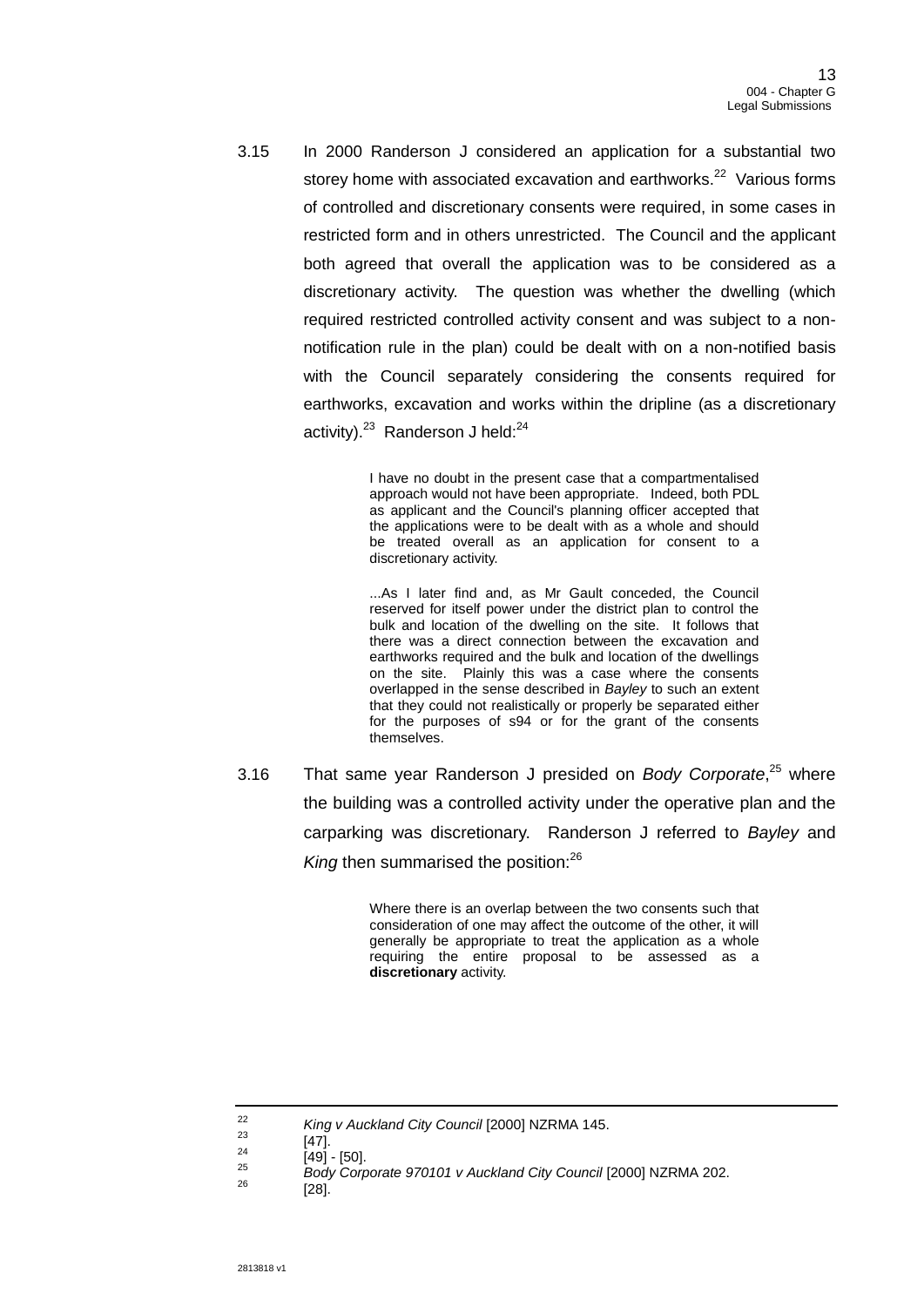3.15 In 2000 Randerson J considered an application for a substantial two storey home with associated excavation and earthworks.[22] Various forms of controlled and discretionary consents were required, in some cases in restricted form and in others unrestricted. The Council and the applicant both agreed that overall the application was to be considered as a discretionary activity. The question was whether the dwelling (which required restricted controlled activity consent and was subject to a non-notification rule in the plan) could be dealt with on a non-notified basis with the Council separately considering the consents required for earthworks, excavation and works within the dripline (as a discretionary activity).[23] Randerson J held:[24]

> I have no doubt in the present case that a compartmentalised approach would not have been appropriate. Indeed, both PDL as applicant and the Council's planning officer accepted that the applications were to be dealt with as a whole and should be treated overall as an application for consent to a discretionary activity.
>
> ...As I later find and, as Mr Gault conceded, the Council reserved for itself power under the district plan to control the bulk and location of the dwelling on the site. It follows that there was a direct connection between the excavation and earthworks required and the bulk and location of the dwellings on the site. Plainly this was a case where the consents overlapped in the sense described in *Bayley* to such an extent that they could not realistically or properly be separated either for the purposes of s94 or for the grant of the consents themselves.

3.16 That same year Randerson J presided on *Body Corporate*,[25] where the building was a controlled activity under the operative plan and the carparking was discretionary. Randerson J referred to *Bayley* and *King* then summarised the position:[26]

> Where there is an overlap between the two consents such that consideration of one may affect the outcome of the other, it will generally be appropriate to treat the application as a whole requiring the entire proposal to be assessed as a **discretionary** activity.

---

[22] *King v Auckland City Council* [2000] NZRMA 145.

[23] [47].

[24] [49] - [50].

[25] *Body Corporate 970101 v Auckland City Council* [2000] NZRMA 202.

[26] [28].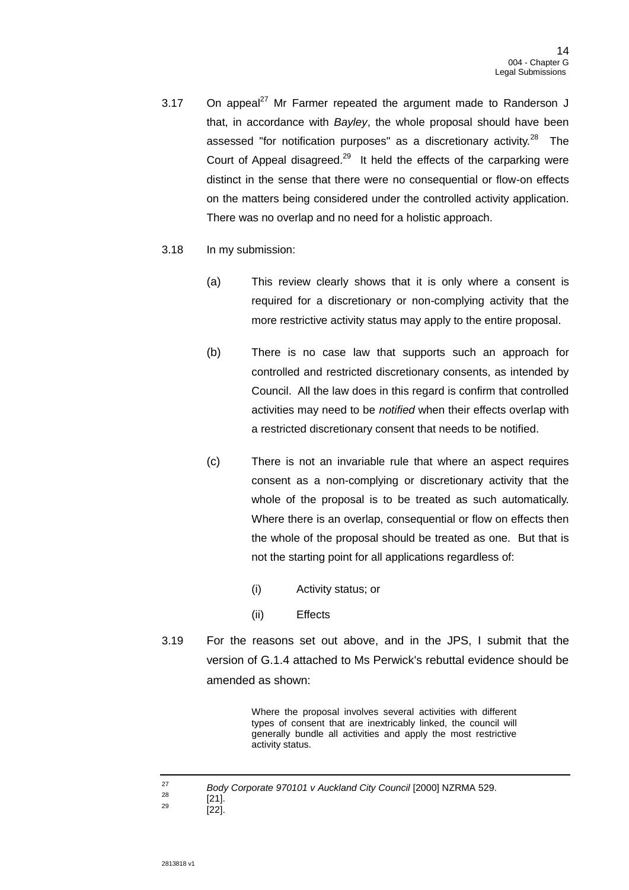3.17 On appeal[27] Mr Farmer repeated the argument made to Randerson J that, in accordance with *Bayley*, the whole proposal should have been assessed "for notification purposes" as a discretionary activity.[28] The Court of Appeal disagreed.[29] It held the effects of the carparking were distinct in the sense that there were no consequential or flow-on effects on the matters being considered under the controlled activity application. There was no overlap and no need for a holistic approach.

3.18 In my submission:

(a) This review clearly shows that it is only where a consent is required for a discretionary or non-complying activity that the more restrictive activity status may apply to the entire proposal.

(b) There is no case law that supports such an approach for controlled and restricted discretionary consents, as intended by Council. All the law does in this regard is confirm that controlled activities may need to be *notified* when their effects overlap with a restricted discretionary consent that needs to be notified.

(c) There is not an invariable rule that where an aspect requires consent as a non-complying or discretionary activity that the whole of the proposal is to be treated as such automatically. Where there is an overlap, consequential or flow on effects then the whole of the proposal should be treated as one. But that is not the starting point for all applications regardless of:

(i) Activity status; or

(ii) Effects

3.19 For the reasons set out above, and in the JPS, I submit that the version of G.1.4 attached to Ms Perwick's rebuttal evidence should be amended as shown:

> Where the proposal involves several activities with different types of consent that are inextricably linked, the council will generally bundle all activities and apply the most restrictive activity status.

---

[27] *Body Corporate 970101 v Auckland City Council* [2000] NZRMA 529.
[28] [21].
[29] [22].

2813818 v1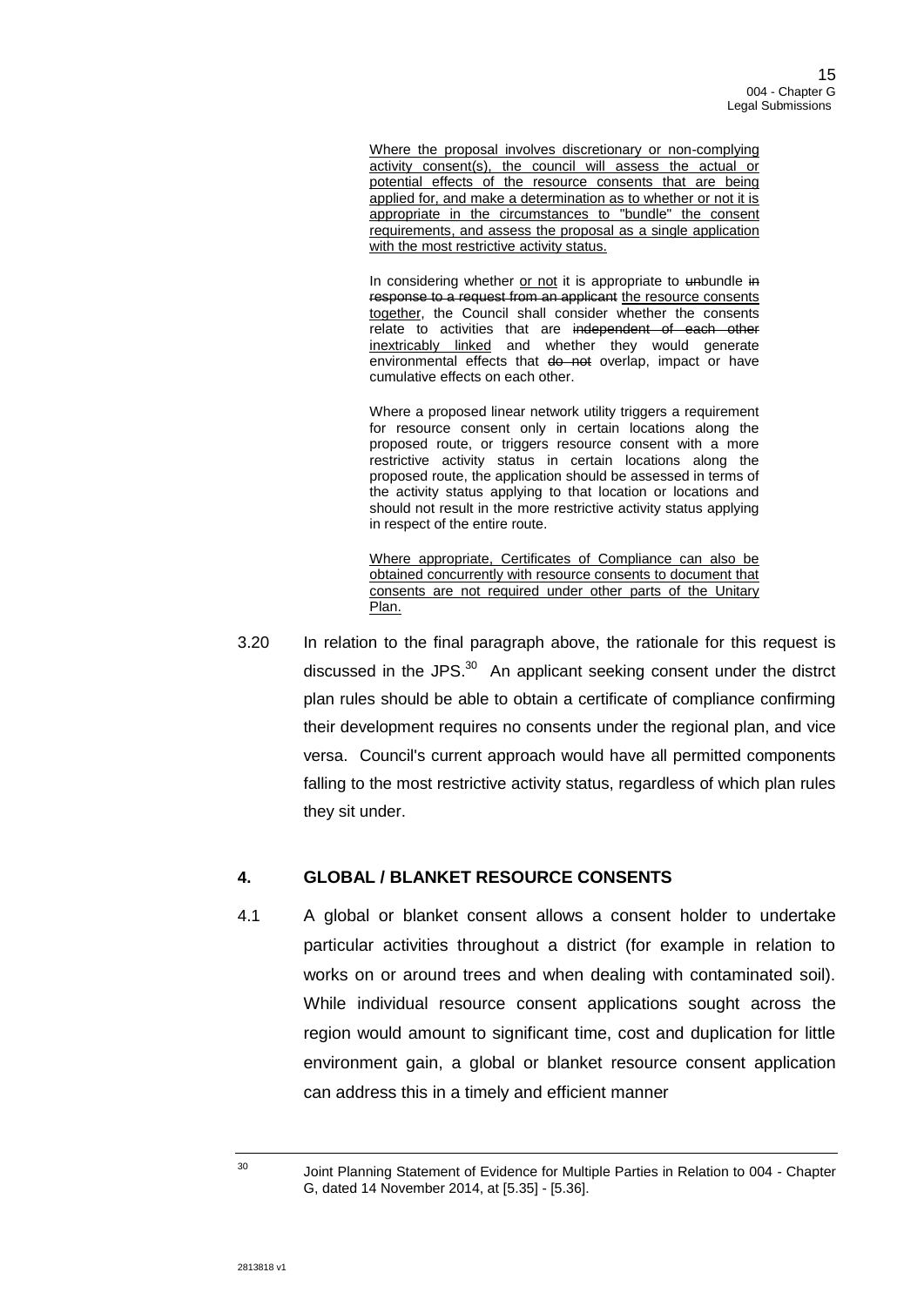> <u>Where the proposal involves discretionary or non-complying activity consent(s), the council will assess the actual or potential effects of the resource consents that are being applied for, and make a determination as to whether or not it is appropriate in the circumstances to "bundle" the consent requirements, and assess the proposal as a single application with the most restrictive activity status.</u>
>
> In considering whether <u>or not</u> it is appropriate to ~~un~~bundle ~~in response to a request from an applicant~~ <u>the resource consents together</u>, the Council shall consider whether the consents relate to activities that are ~~independent of each other~~ <u>inextricably linked</u> and whether they would generate environmental effects that ~~do not~~ overlap, impact or have cumulative effects on each other.
>
> Where a proposed linear network utility triggers a requirement for resource consent only in certain locations along the proposed route, or triggers resource consent with a more restrictive activity status in certain locations along the proposed route, the application should be assessed in terms of the activity status applying to that location or locations and should not result in the more restrictive activity status applying in respect of the entire route.
>
> <u>Where appropriate, Certificates of Compliance can also be obtained concurrently with resource consents to document that consents are not required under other parts of the Unitary Plan.</u>

3.20 In relation to the final paragraph above, the rationale for this request is discussed in the JPS.[30] An applicant seeking consent under the distrct plan rules should be able to obtain a certificate of compliance confirming their development requires no consents under the regional plan, and vice versa. Council's current approach would have all permitted components falling to the most restrictive activity status, regardless of which plan rules they sit under.

## 4. GLOBAL / BLANKET RESOURCE CONSENTS

4.1 A global or blanket consent allows a consent holder to undertake particular activities throughout a district (for example in relation to works on or around trees and when dealing with contaminated soil). While individual resource consent applications sought across the region would amount to significant time, cost and duplication for little environment gain, a global or blanket resource consent application can address this in a timely and efficient manner

---

[30] Joint Planning Statement of Evidence for Multiple Parties in Relation to 004 - Chapter G, dated 14 November 2014, at [5.35] - [5.36].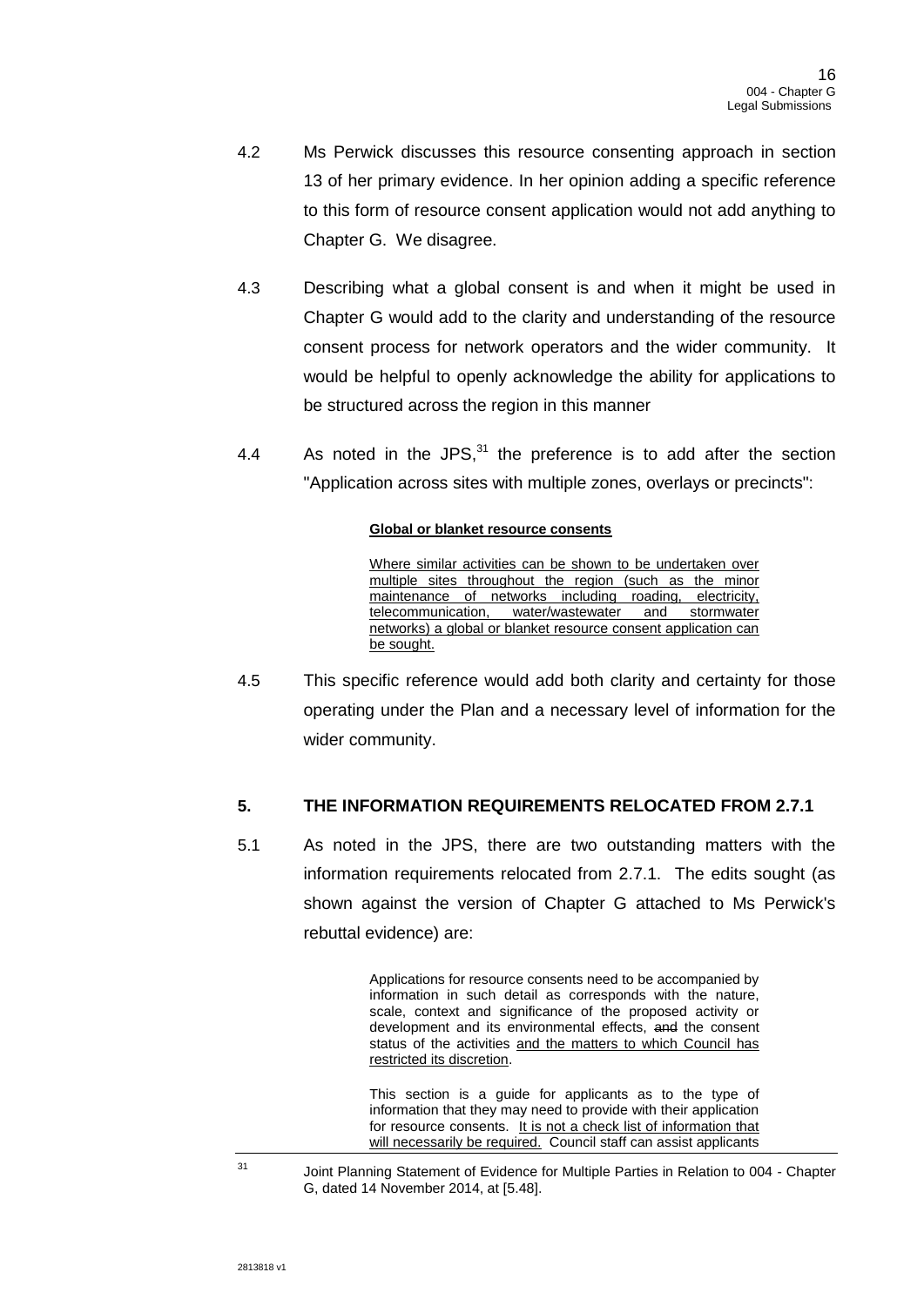4.2 Ms Perwick discusses this resource consenting approach in section 13 of her primary evidence. In her opinion adding a specific reference to this form of resource consent application would not add anything to Chapter G. We disagree.

4.3 Describing what a global consent is and when it might be used in Chapter G would add to the clarity and understanding of the resource consent process for network operators and the wider community. It would be helpful to openly acknowledge the ability for applications to be structured across the region in this manner

4.4 As noted in the JPS,[31] the preference is to add after the section "Application across sites with multiple zones, overlays or precincts":

> <u>**Global or blanket resource consents**</u>
>
> <u>Where similar activities can be shown to be undertaken over multiple sites throughout the region (such as the minor maintenance of networks including roading, electricity, telecommunication, water/wastewater and stormwater networks) a global or blanket resource consent application can be sought.</u>

4.5 This specific reference would add both clarity and certainty for those operating under the Plan and a necessary level of information for the wider community.

## 5. THE INFORMATION REQUIREMENTS RELOCATED FROM 2.7.1

5.1 As noted in the JPS, there are two outstanding matters with the information requirements relocated from 2.7.1. The edits sought (as shown against the version of Chapter G attached to Ms Perwick's rebuttal evidence) are:

> Applications for resource consents need to be accompanied by information in such detail as corresponds with the nature, scale, context and significance of the proposed activity or development and its environmental effects, ~~and~~ the consent status of the activities <u>and the matters to which Council has restricted its discretion</u>.
>
> This section is a guide for applicants as to the type of information that they may need to provide with their application for resource consents. <u>It is not a check list of information that will necessarily be required.</u> Council staff can assist applicants

[31] Joint Planning Statement of Evidence for Multiple Parties in Relation to 004 - Chapter G, dated 14 November 2014, at [5.48].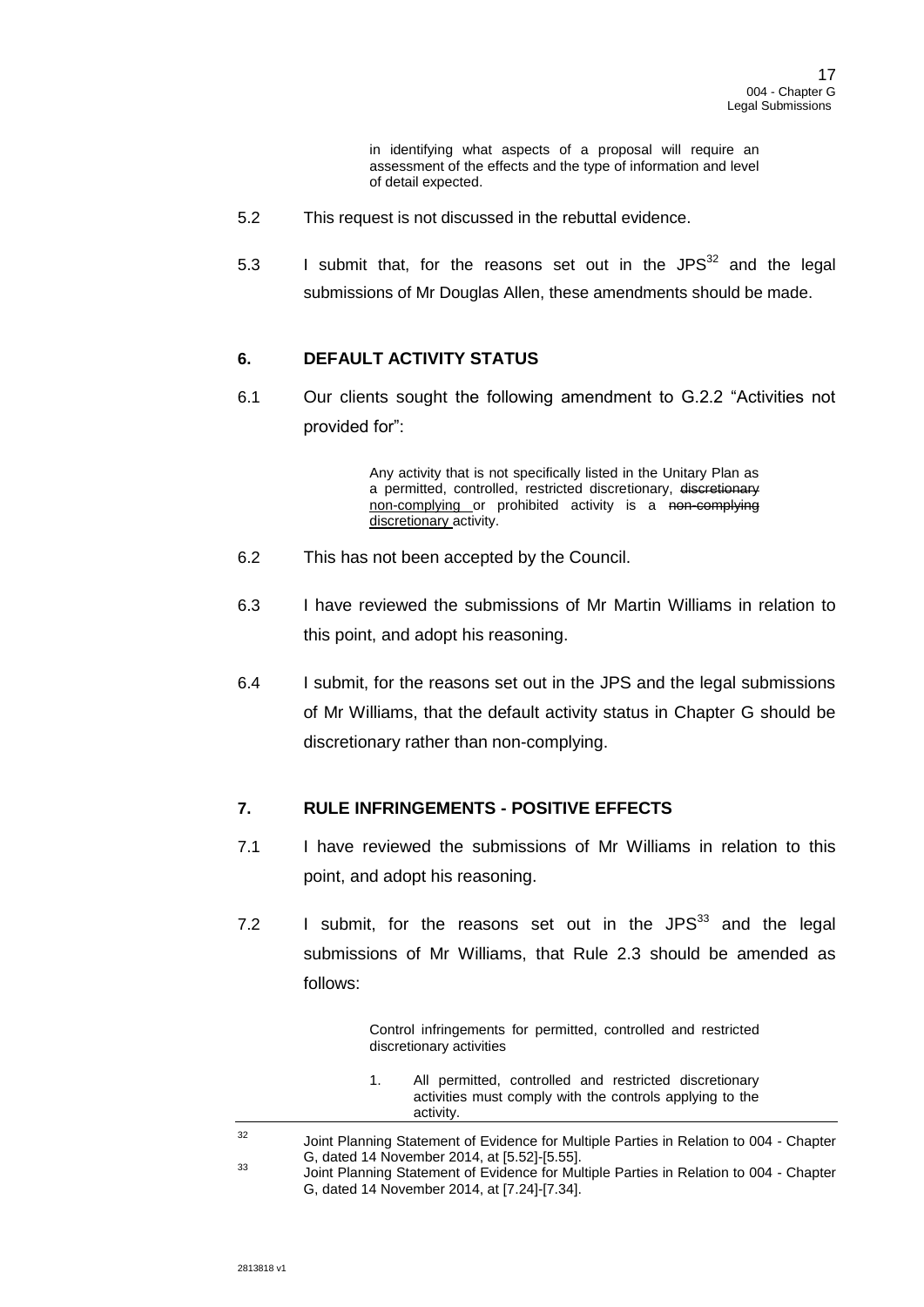in identifying what aspects of a proposal will require an assessment of the effects and the type of information and level of detail expected.

5.2 This request is not discussed in the rebuttal evidence.

5.3 I submit that, for the reasons set out in the JPS[32] and the legal submissions of Mr Douglas Allen, these amendments should be made.

## 6. DEFAULT ACTIVITY STATUS

6.1 Our clients sought the following amendment to G.2.2 "Activities not provided for":

> Any activity that is not specifically listed in the Unitary Plan as a permitted, controlled, restricted discretionary, ~~discretionary~~ <u>non-complying</u> or prohibited activity is a ~~non-complying~~ <u>discretionary</u> activity.

6.2 This has not been accepted by the Council.

6.3 I have reviewed the submissions of Mr Martin Williams in relation to this point, and adopt his reasoning.

6.4 I submit, for the reasons set out in the JPS and the legal submissions of Mr Williams, that the default activity status in Chapter G should be discretionary rather than non-complying.

## 7. RULE INFRINGEMENTS - POSITIVE EFFECTS

7.1 I have reviewed the submissions of Mr Williams in relation to this point, and adopt his reasoning.

7.2 I submit, for the reasons set out in the JPS[33] and the legal submissions of Mr Williams, that Rule 2.3 should be amended as follows:

> Control infringements for permitted, controlled and restricted discretionary activities
>
> 1. All permitted, controlled and restricted discretionary activities must comply with the controls applying to the activity.

---

[32] Joint Planning Statement of Evidence for Multiple Parties in Relation to 004 - Chapter G, dated 14 November 2014, at [5.52]-[5.55].

[33] Joint Planning Statement of Evidence for Multiple Parties in Relation to 004 - Chapter G, dated 14 November 2014, at [7.24]-[7.34].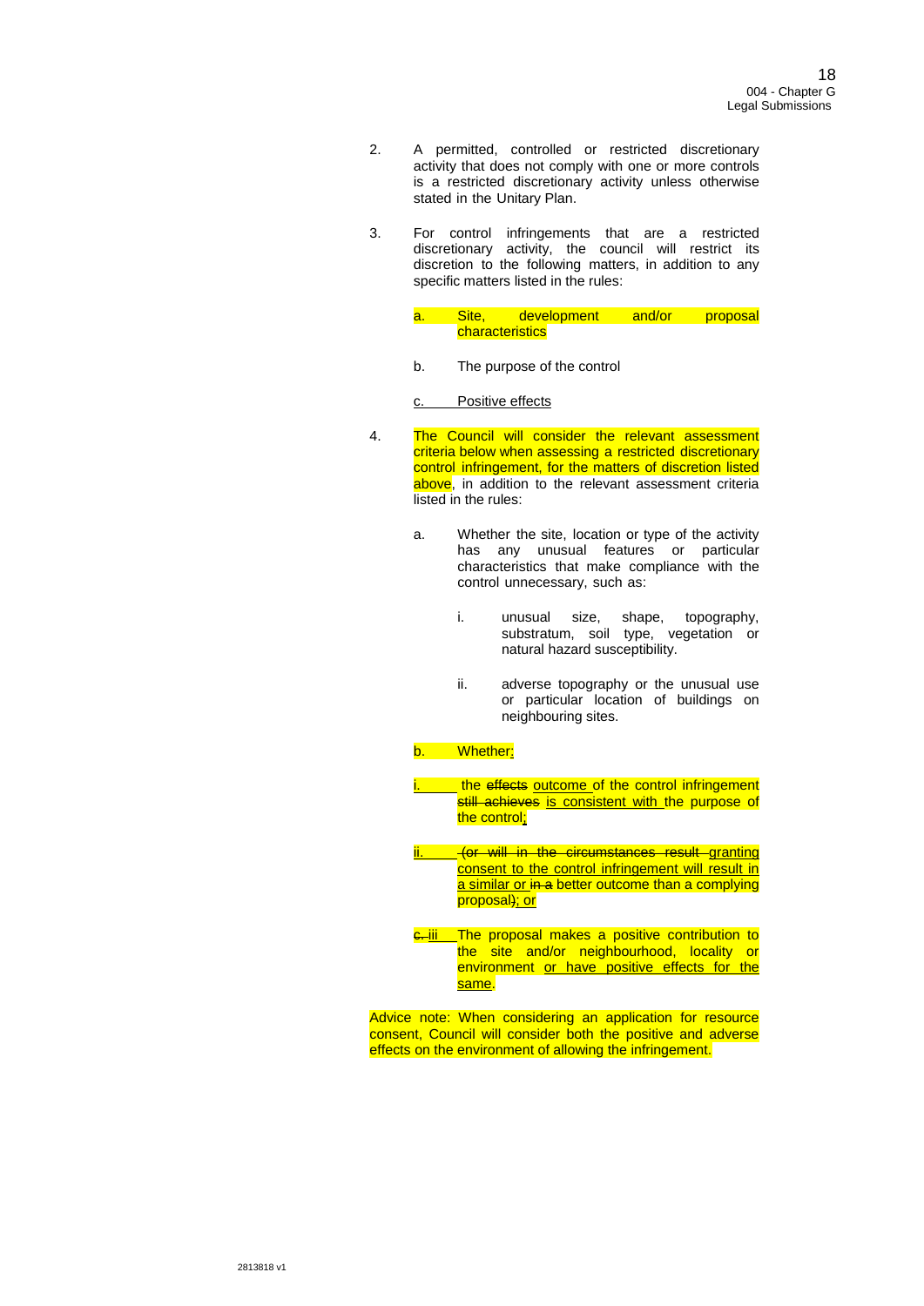2. A permitted, controlled or restricted discretionary activity that does not comply with one or more controls is a restricted discretionary activity unless otherwise stated in the Unitary Plan.

3. For control infringements that are a restricted discretionary activity, the council will restrict its discretion to the following matters, in addition to any specific matters listed in the rules:

   a. Site, development and/or proposal characteristics

   b. The purpose of the control

   c. Positive effects

4. The Council will consider the relevant assessment criteria below when assessing a restricted discretionary control infringement, for the matters of discretion listed above, in addition to the relevant assessment criteria listed in the rules:

   a. Whether the site, location or type of the activity has any unusual features or particular characteristics that make compliance with the control unnecessary, such as:

      i. unusual size, shape, topography, substratum, soil type, vegetation or natural hazard susceptibility.

      ii. adverse topography or the unusual use or particular location of buildings on neighbouring sites.

   b. Whether:

      i. the ~~effects~~ outcome of the control infringement ~~still achieves~~ is consistent with the purpose of the control;

      ii. ~~(or will in the circumstances result~~ granting consent to the control infringement will result in a similar or ~~in a~~ better outcome than a complying proposal~~)~~; or

      ~~c.~~ iii. The proposal makes a positive contribution to the site and/or neighbourhood, locality or environment or have positive effects for the same.

Advice note: When considering an application for resource consent, Council will consider both the positive and adverse effects on the environment of allowing the infringement.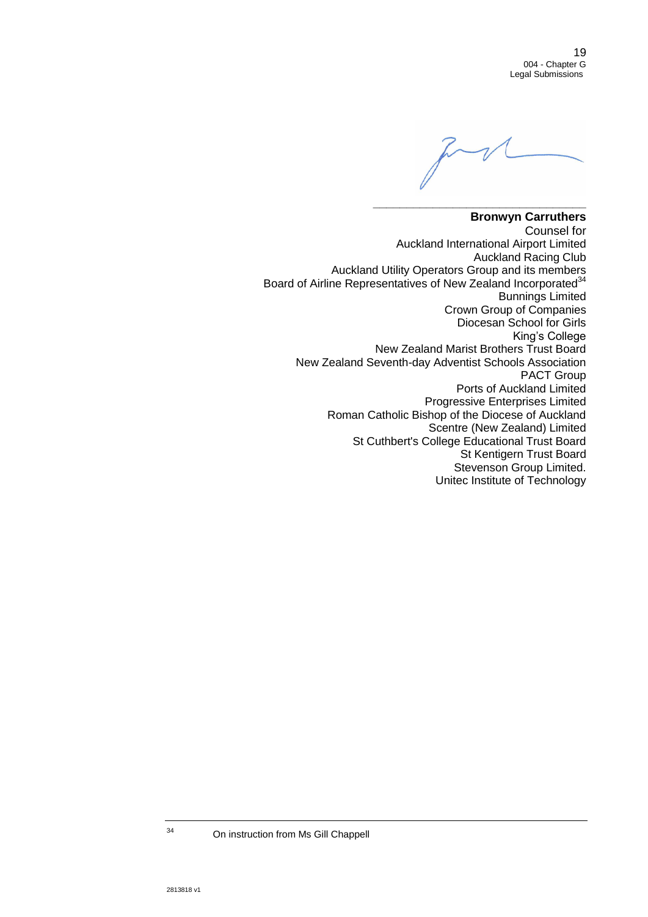\_\_\_\_\_\_\_\_\_\_\_\_\_\_\_\_\_\_\_\_\_\_\_\_\_\_\_\_\_\_\_\_\_\_\_\_

**Bronwyn Carruthers**
Counsel for
Auckland International Airport Limited
Auckland Racing Club
Auckland Utility Operators Group and its members
Board of Airline Representatives of New Zealand Incorporated[34]
Bunnings Limited
Crown Group of Companies
Diocesan School for Girls
King's College
New Zealand Marist Brothers Trust Board
New Zealand Seventh-day Adventist Schools Association
PACT Group
Ports of Auckland Limited
Progressive Enterprises Limited
Roman Catholic Bishop of the Diocese of Auckland
Scentre (New Zealand) Limited
St Cuthbert's College Educational Trust Board
St Kentigern Trust Board
Stevenson Group Limited.
Unitec Institute of Technology

---

[34] On instruction from Ms Gill Chappell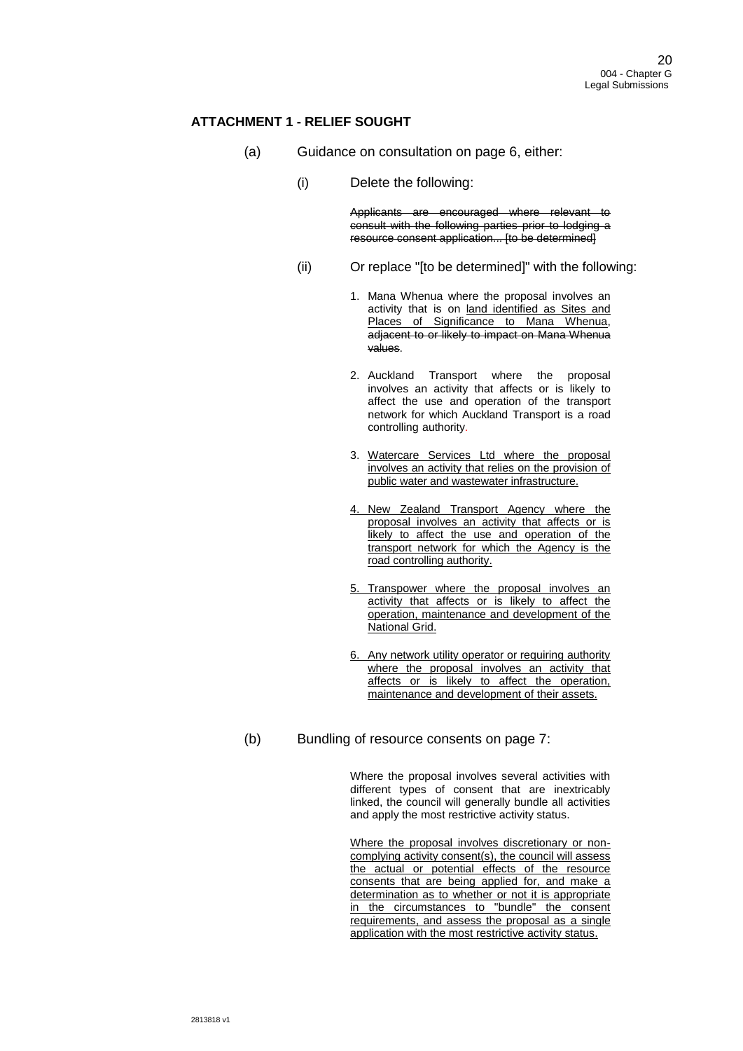## ATTACHMENT 1 - RELIEF SOUGHT

(a) Guidance on consultation on page 6, either:

(i) Delete the following:

~~Applicants are encouraged where relevant to consult with the following parties prior to lodging a resource consent application... [to be determined]~~

(ii) Or replace "[to be determined]" with the following:

1. Mana Whenua where the proposal involves an activity that is on <u>land identified as Sites and Places of Significance to Mana Whenua</u>, ~~adjacent to or likely to impact on Mana Whenua values~~.

2. Auckland Transport where the proposal involves an activity that affects or is likely to affect the use and operation of the transport network for which Auckland Transport is a road controlling authority.

3. <u>Watercare Services Ltd where the proposal involves an activity that relies on the provision of public water and wastewater infrastructure.</u>

4. <u>New Zealand Transport Agency where the proposal involves an activity that affects or is likely to affect the use and operation of the transport network for which the Agency is the road controlling authority.</u>

5. <u>Transpower where the proposal involves an activity that affects or is likely to affect the operation, maintenance and development of the National Grid.</u>

6. <u>Any network utility operator or requiring authority where the proposal involves an activity that affects or is likely to affect the operation, maintenance and development of their assets.</u>

(b) Bundling of resource consents on page 7:

Where the proposal involves several activities with different types of consent that are inextricably linked, the council will generally bundle all activities and apply the most restrictive activity status.

<u>Where the proposal involves discretionary or non-complying activity consent(s), the council will assess the actual or potential effects of the resource consents that are being applied for, and make a determination as to whether or not it is appropriate in the circumstances to "bundle" the consent requirements, and assess the proposal as a single application with the most restrictive activity status.</u>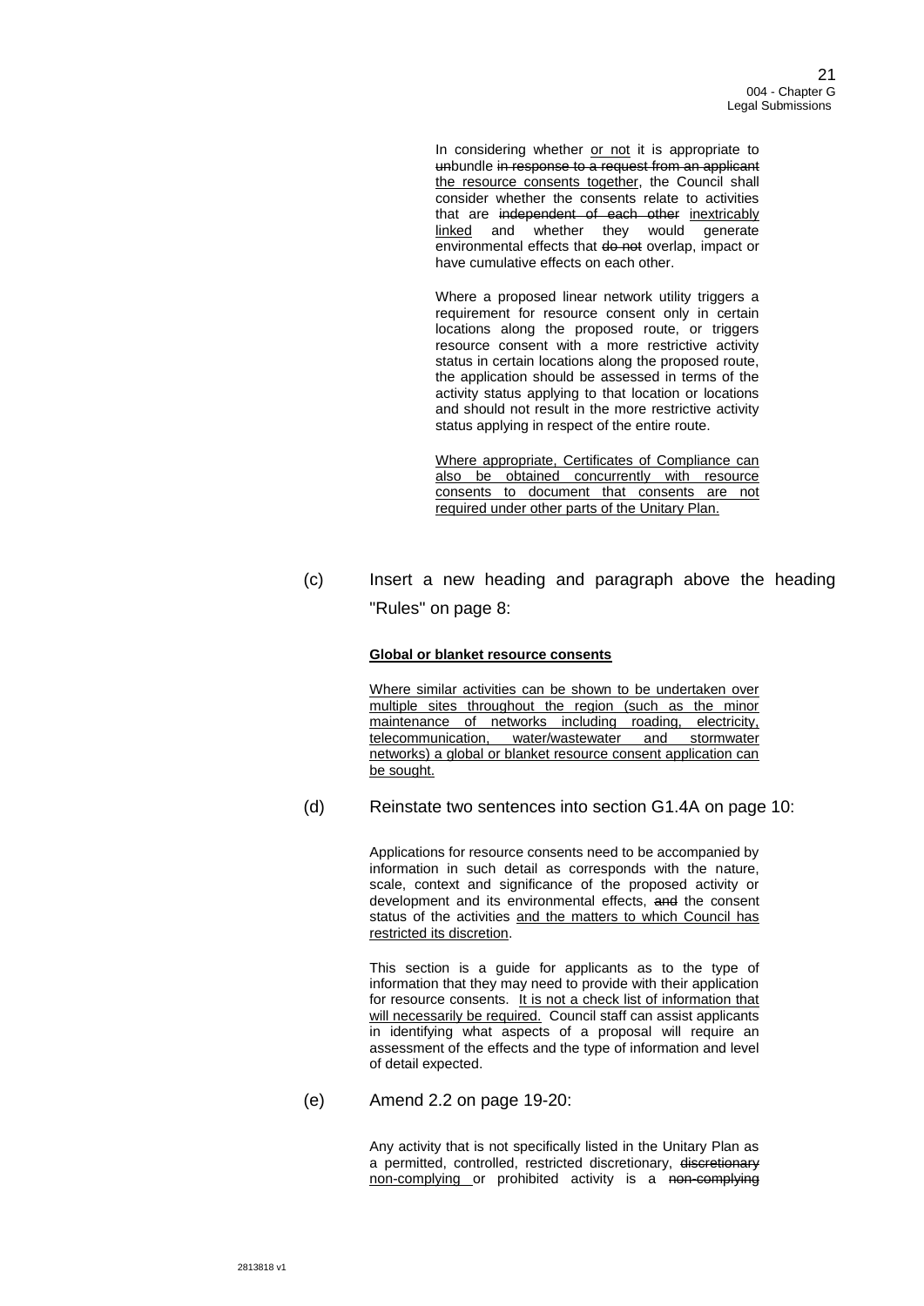In considering whether <u>or not</u> it is appropriate to ~~un~~bundle ~~in response to a request from an applicant~~ <u>the resource consents together</u>, the Council shall consider whether the consents relate to activities that are ~~independent of each other~~ <u>inextricably linked</u> and whether they would generate environmental effects that ~~do not~~ overlap, impact or have cumulative effects on each other.

Where a proposed linear network utility triggers a requirement for resource consent only in certain locations along the proposed route, or triggers resource consent with a more restrictive activity status in certain locations along the proposed route, the application should be assessed in terms of the activity status applying to that location or locations and should not result in the more restrictive activity status applying in respect of the entire route.

<u>Where appropriate, Certificates of Compliance can also be obtained concurrently with resource consents to document that consents are not required under other parts of the Unitary Plan.</u>

(c) Insert a new heading and paragraph above the heading "Rules" on page 8:

**<u>Global or blanket resource consents</u>**

<u>Where similar activities can be shown to be undertaken over multiple sites throughout the region (such as the minor maintenance of networks including roading, electricity, telecommunication, water/wastewater and stormwater networks) a global or blanket resource consent application can be sought.</u>

(d) Reinstate two sentences into section G1.4A on page 10:

Applications for resource consents need to be accompanied by information in such detail as corresponds with the nature, scale, context and significance of the proposed activity or development and its environmental effects, ~~and~~ the consent status of the activities <u>and the matters to which Council has restricted its discretion</u>.

This section is a guide for applicants as to the type of information that they may need to provide with their application for resource consents. <u>It is not a check list of information that will necessarily be required.</u> Council staff can assist applicants in identifying what aspects of a proposal will require an assessment of the effects and the type of information and level of detail expected.

(e) Amend 2.2 on page 19-20:

Any activity that is not specifically listed in the Unitary Plan as a permitted, controlled, restricted discretionary, ~~discretionary~~ <u>non-complying</u> or prohibited activity is a ~~non-complying~~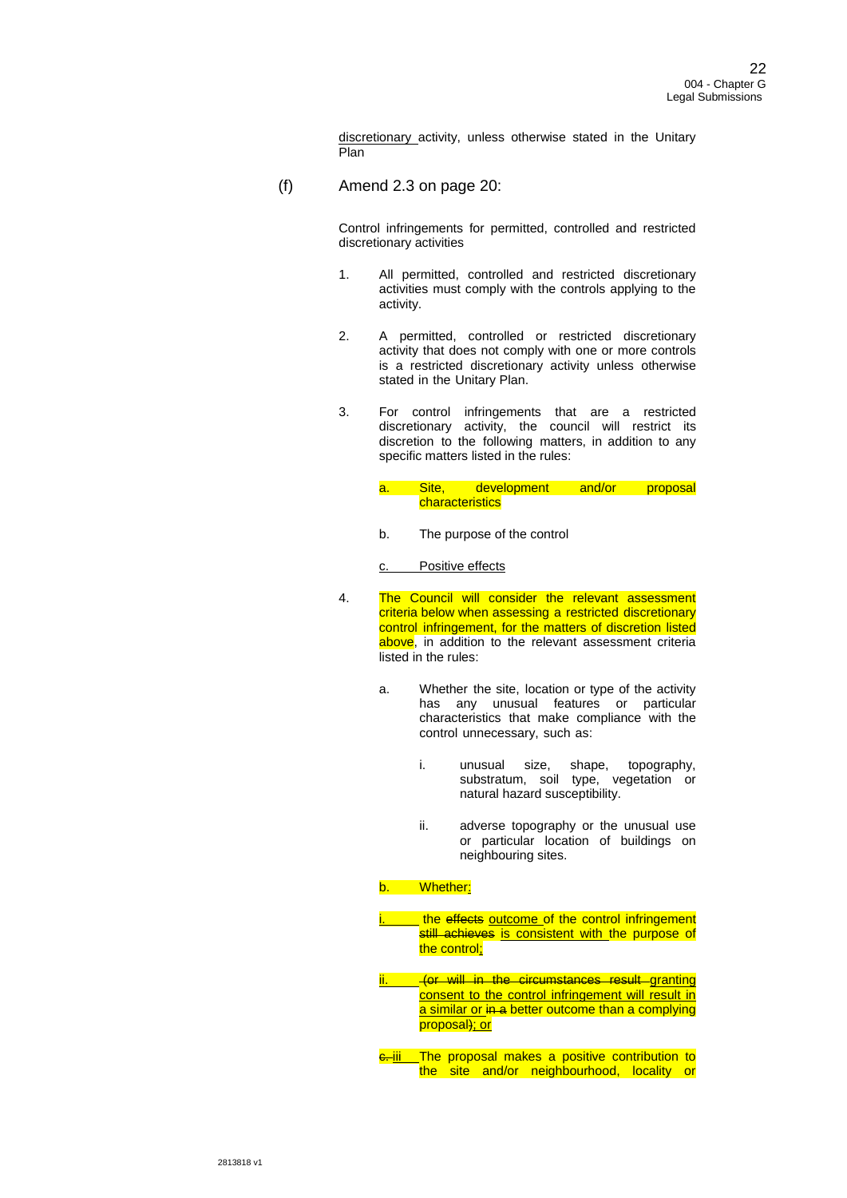discretionary activity, unless otherwise stated in the Unitary Plan

(f) Amend 2.3 on page 20:

Control infringements for permitted, controlled and restricted discretionary activities

1. All permitted, controlled and restricted discretionary activities must comply with the controls applying to the activity.

2. A permitted, controlled or restricted discretionary activity that does not comply with one or more controls is a restricted discretionary activity unless otherwise stated in the Unitary Plan.

3. For control infringements that are a restricted discretionary activity, the council will restrict its discretion to the following matters, in addition to any specific matters listed in the rules:

   a. Site, development and/or proposal characteristics

   b. The purpose of the control

   c. Positive effects

4. The Council will consider the relevant assessment criteria below when assessing a restricted discretionary control infringement, for the matters of discretion listed above, in addition to the relevant assessment criteria listed in the rules:

   a. Whether the site, location or type of the activity has any unusual features or particular characteristics that make compliance with the control unnecessary, such as:

      i. unusual size, shape, topography, substratum, soil type, vegetation or natural hazard susceptibility.

      ii. adverse topography or the unusual use or particular location of buildings on neighbouring sites.

   b. Whether:

   i. the ~~effects~~ outcome of the control infringement ~~still achieves~~ is consistent with the purpose of the control;

   ii. ~~(or will in the circumstances result~~ granting consent to the control infringement will result in a similar or ~~in a~~ better outcome than a complying proposal~~)~~; or

   ~~c.~~ iii The proposal makes a positive contribution to the site and/or neighbourhood, locality or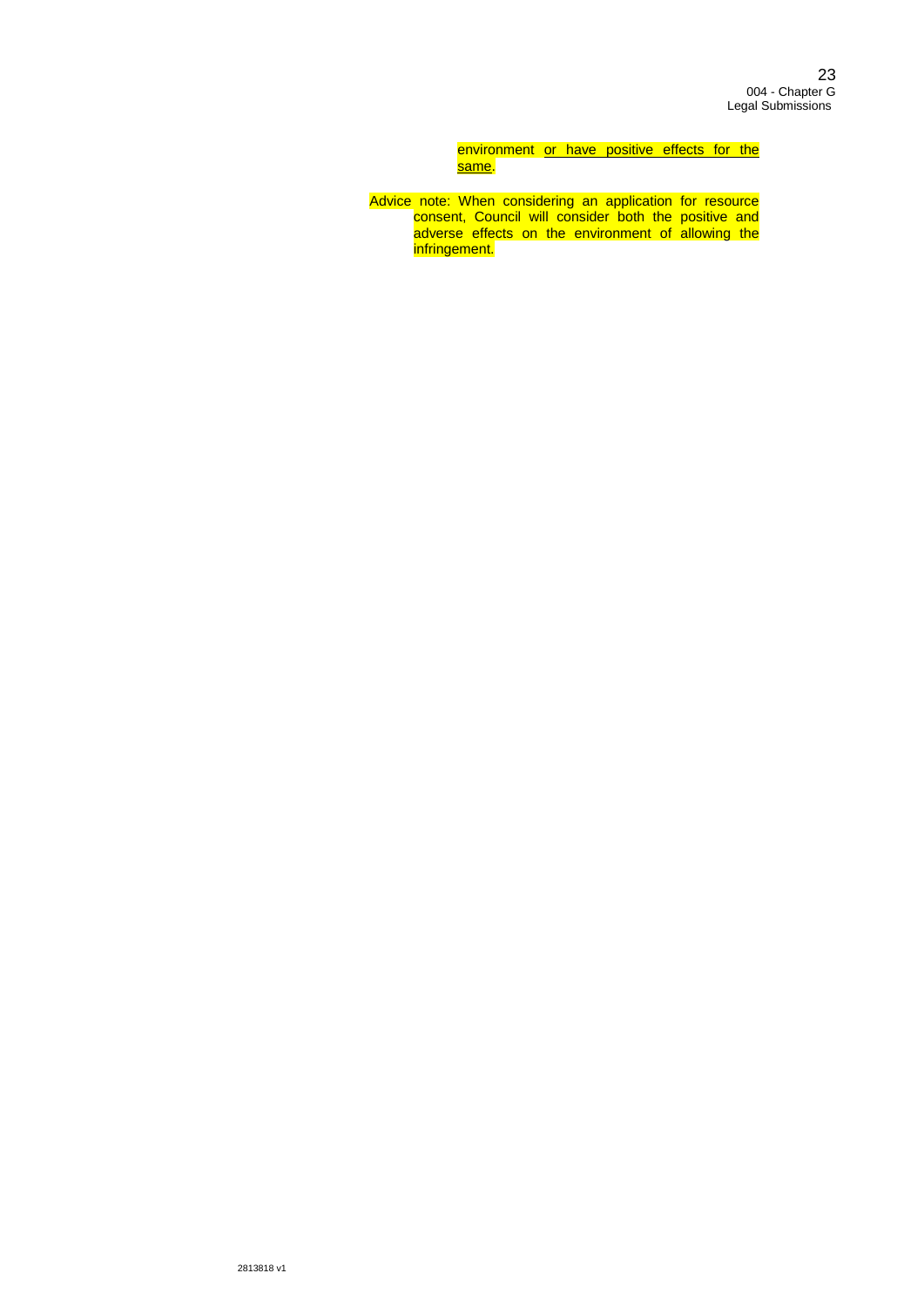environment <u>or have positive effects for the same</u>.

Advice note: When considering an application for resource consent, Council will consider both the positive and adverse effects on the environment of allowing the infringement.

2813818 v1